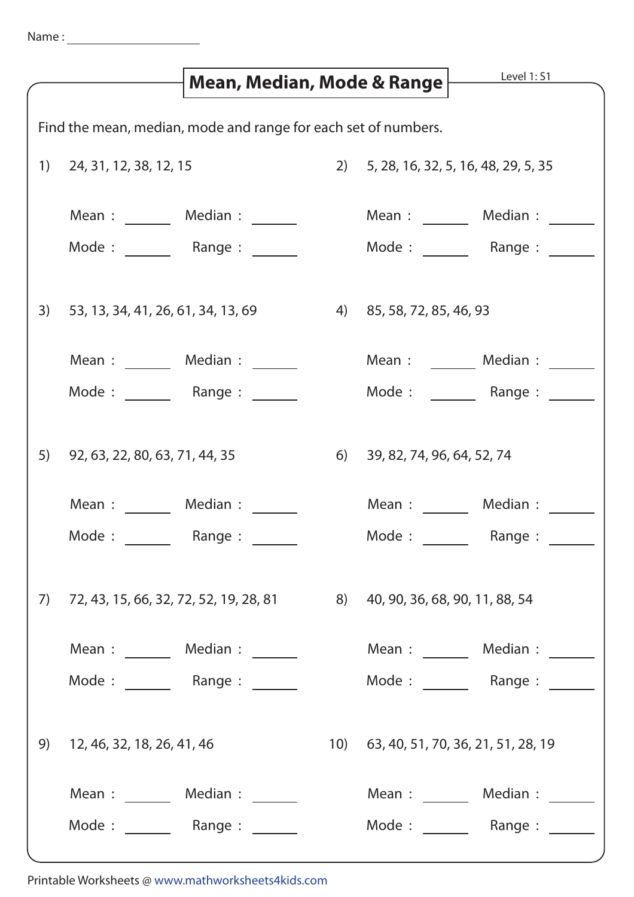Name : ____________________

# Mean, Median, Mode & Range

Level 1: S1

Find the mean, median, mode and range for each set of numbers.

1) 24, 31, 12, 38, 12, 15

Mean : ______ Median : ______

Mode : ______ Range : ______

2) 5, 28, 16, 32, 5, 16, 48, 29, 5, 35

Mean : ______ Median : ______

Mode : ______ Range : ______

3) 53, 13, 34, 41, 26, 61, 34, 13, 69

Mean : ______ Median : ______

Mode : ______ Range : ______

4) 85, 58, 72, 85, 46, 93

Mean : ______ Median : ______

Mode : ______ Range : ______

5) 92, 63, 22, 80, 63, 71, 44, 35

Mean : ______ Median : ______

Mode : ______ Range : ______

6) 39, 82, 74, 96, 64, 52, 74

Mean : ______ Median : ______

Mode : ______ Range : ______

7) 72, 43, 15, 66, 32, 72, 52, 19, 28, 81

Mean : ______ Median : ______

Mode : ______ Range : ______

8) 40, 90, 36, 68, 90, 11, 88, 54

Mean : ______ Median : ______

Mode : ______ Range : ______

9) 12, 46, 32, 18, 26, 41, 46

Mean : ______ Median : ______

Mode : ______ Range : ______

10) 63, 40, 51, 70, 36, 21, 51, 28, 19

Mean : ______ Median : ______

Mode : ______ Range : ______

Printable Worksheets @ www.mathworksheets4kids.com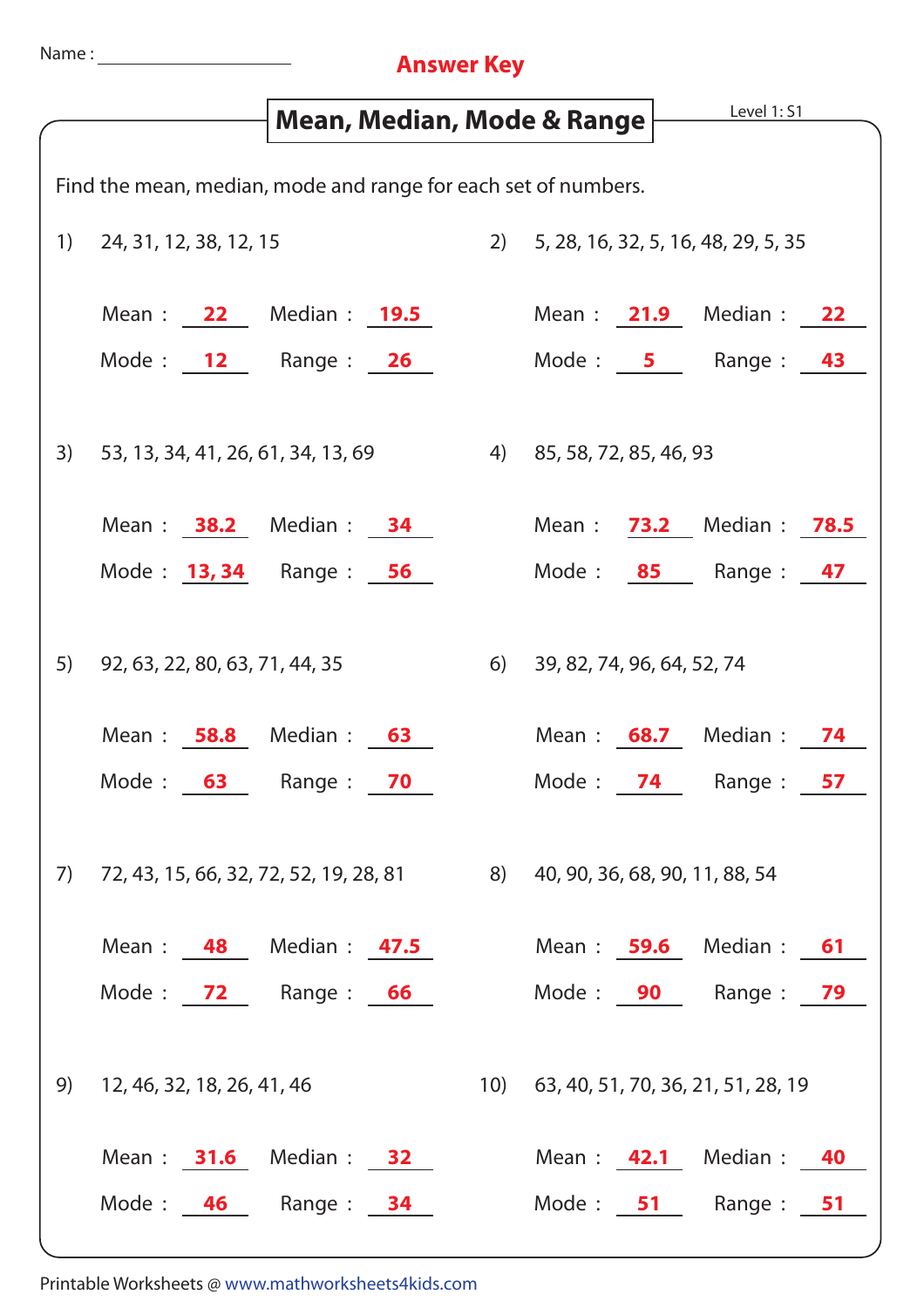Name : ____________________

**Answer Key**

# Mean, Median, Mode & Range

Level 1: S1

Find the mean, median, mode and range for each set of numbers.

1) 24, 31, 12, 38, 12, 15

Mean : **22** Median : **19.5**

Mode : **12** Range : **26**

2) 5, 28, 16, 32, 5, 16, 48, 29, 5, 35

Mean : **21.9** Median : **22**

Mode : **5** Range : **43**

3) 53, 13, 34, 41, 26, 61, 34, 13, 69

Mean : **38.2** Median : **34**

Mode : **13, 34** Range : **56**

4) 85, 58, 72, 85, 46, 93

Mean : **73.2** Median : **78.5**

Mode : **85** Range : **47**

5) 92, 63, 22, 80, 63, 71, 44, 35

Mean : **58.8** Median : **63**

Mode : **63** Range : **70**

6) 39, 82, 74, 96, 64, 52, 74

Mean : **68.7** Median : **74**

Mode : **74** Range : **57**

7) 72, 43, 15, 66, 32, 72, 52, 19, 28, 81

Mean : **48** Median : **47.5**

Mode : **72** Range : **66**

8) 40, 90, 36, 68, 90, 11, 88, 54

Mean : **59.6** Median : **61**

Mode : **90** Range : **79**

9) 12, 46, 32, 18, 26, 41, 46

Mean : **31.6** Median : **32**

Mode : **46** Range : **34**

10) 63, 40, 51, 70, 36, 21, 51, 28, 19

Mean : **42.1** Median : **40**

Mode : **51** Range : **51**

Printable Worksheets @ www.mathworksheets4kids.com